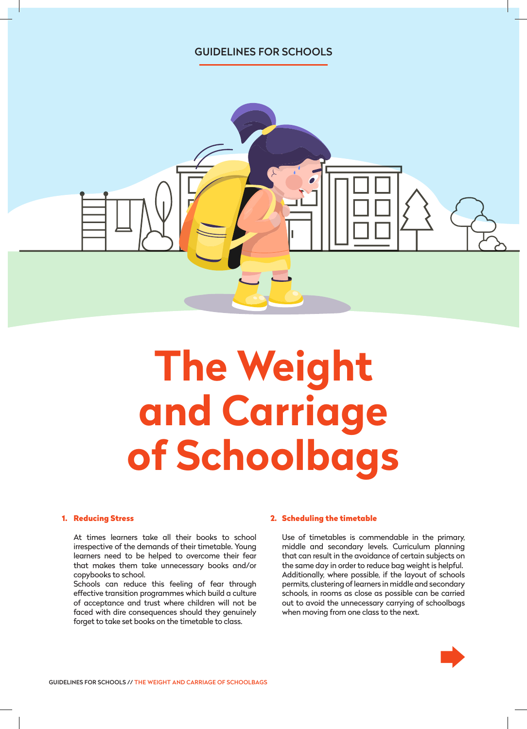GUIDELINES FOR SCHOOLS

# The Weight and Carriage of Schoolbags

## 1. Reducing Stress

At times learners take all their books to school irrespective of the demands of their timetable. Young learners need to be helped to overcome their fear that makes them take unnecessary books and/or copybooks to school.
Schools can reduce this feeling of fear through effective transition programmes which build a culture of acceptance and trust where children will not be faced with dire consequences should they genuinely forget to take set books on the timetable to class.

## 2. Scheduling the timetable

Use of timetables is commendable in the primary, middle and secondary levels. Curriculum planning that can result in the avoidance of certain subjects on the same day in order to reduce bag weight is helpful. Additionally, where possible, if the layout of schools permits, clustering of learners in middle and secondary schools, in rooms as close as possible can be carried out to avoid the unnecessary carrying of schoolbags when moving from one class to the next.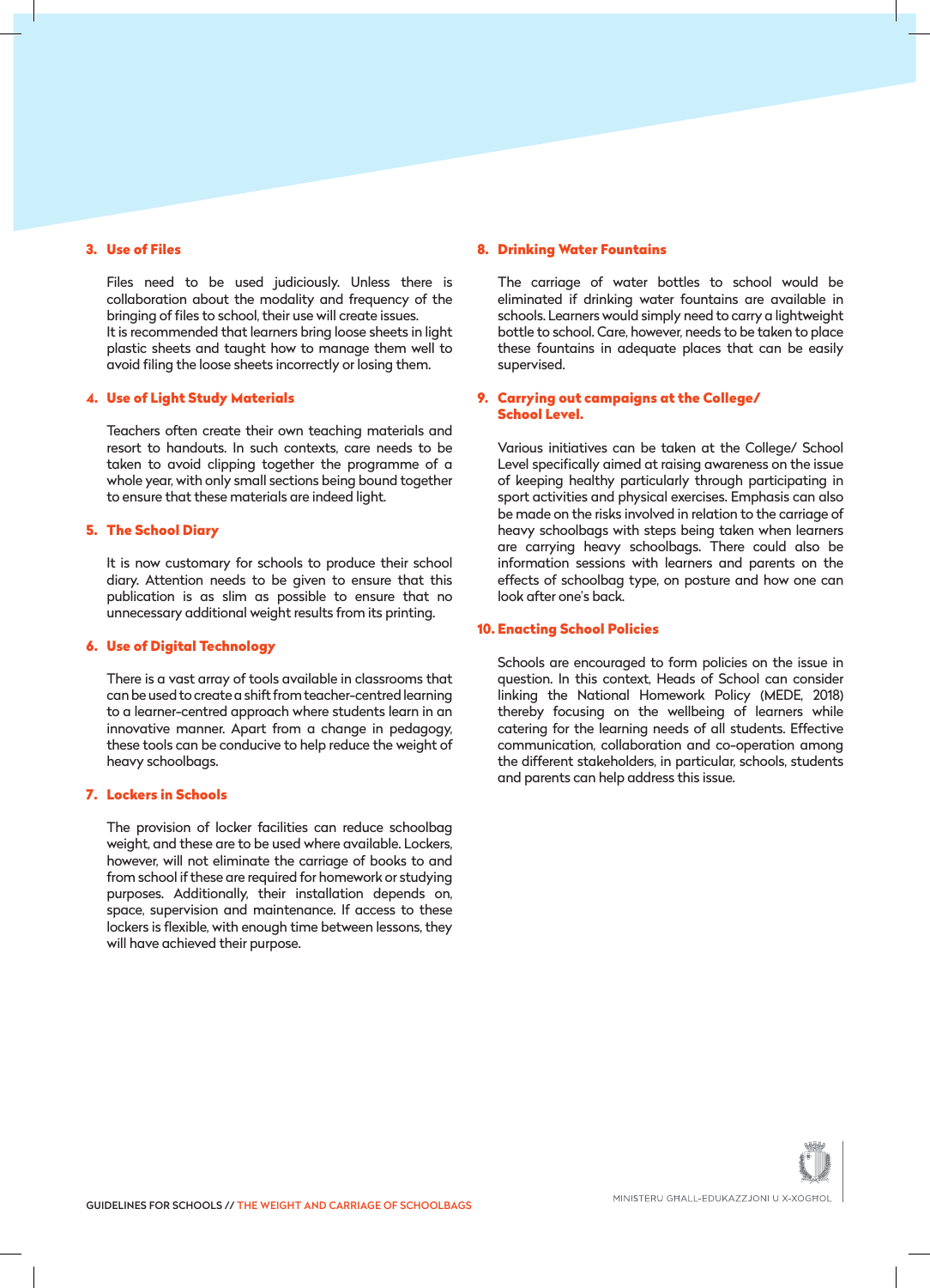### 3. Use of Files

Files need to be used judiciously. Unless there is collaboration about the modality and frequency of the bringing of files to school, their use will create issues.
It is recommended that learners bring loose sheets in light plastic sheets and taught how to manage them well to avoid filing the loose sheets incorrectly or losing them.

### 4. Use of Light Study Materials

Teachers often create their own teaching materials and resort to handouts. In such contexts, care needs to be taken to avoid clipping together the programme of a whole year, with only small sections being bound together to ensure that these materials are indeed light.

### 5. The School Diary

It is now customary for schools to produce their school diary. Attention needs to be given to ensure that this publication is as slim as possible to ensure that no unnecessary additional weight results from its printing.

### 6. Use of Digital Technology

There is a vast array of tools available in classrooms that can be used to create a shift from teacher-centred learning to a learner-centred approach where students learn in an innovative manner. Apart from a change in pedagogy, these tools can be conducive to help reduce the weight of heavy schoolbags.

### 7. Lockers in Schools

The provision of locker facilities can reduce schoolbag weight, and these are to be used where available. Lockers, however, will not eliminate the carriage of books to and from school if these are required for homework or studying purposes. Additionally, their installation depends on, space, supervision and maintenance. If access to these lockers is flexible, with enough time between lessons, they will have achieved their purpose.

### 8. Drinking Water Fountains

The carriage of water bottles to school would be eliminated if drinking water fountains are available in schools. Learners would simply need to carry a lightweight bottle to school. Care, however, needs to be taken to place these fountains in adequate places that can be easily supervised.

### 9. Carrying out campaigns at the College/ School Level.

Various initiatives can be taken at the College/ School Level specifically aimed at raising awareness on the issue of keeping healthy particularly through participating in sport activities and physical exercises. Emphasis can also be made on the risks involved in relation to the carriage of heavy schoolbags with steps being taken when learners are carrying heavy schoolbags. There could also be information sessions with learners and parents on the effects of schoolbag type, on posture and how one can look after one's back.

### 10. Enacting School Policies

Schools are encouraged to form policies on the issue in question. In this context, Heads of School can consider linking the National Homework Policy (MEDE, 2018) thereby focusing on the wellbeing of learners while catering for the learning needs of all students. Effective communication, collaboration and co-operation among the different stakeholders, in particular, schools, students and parents can help address this issue.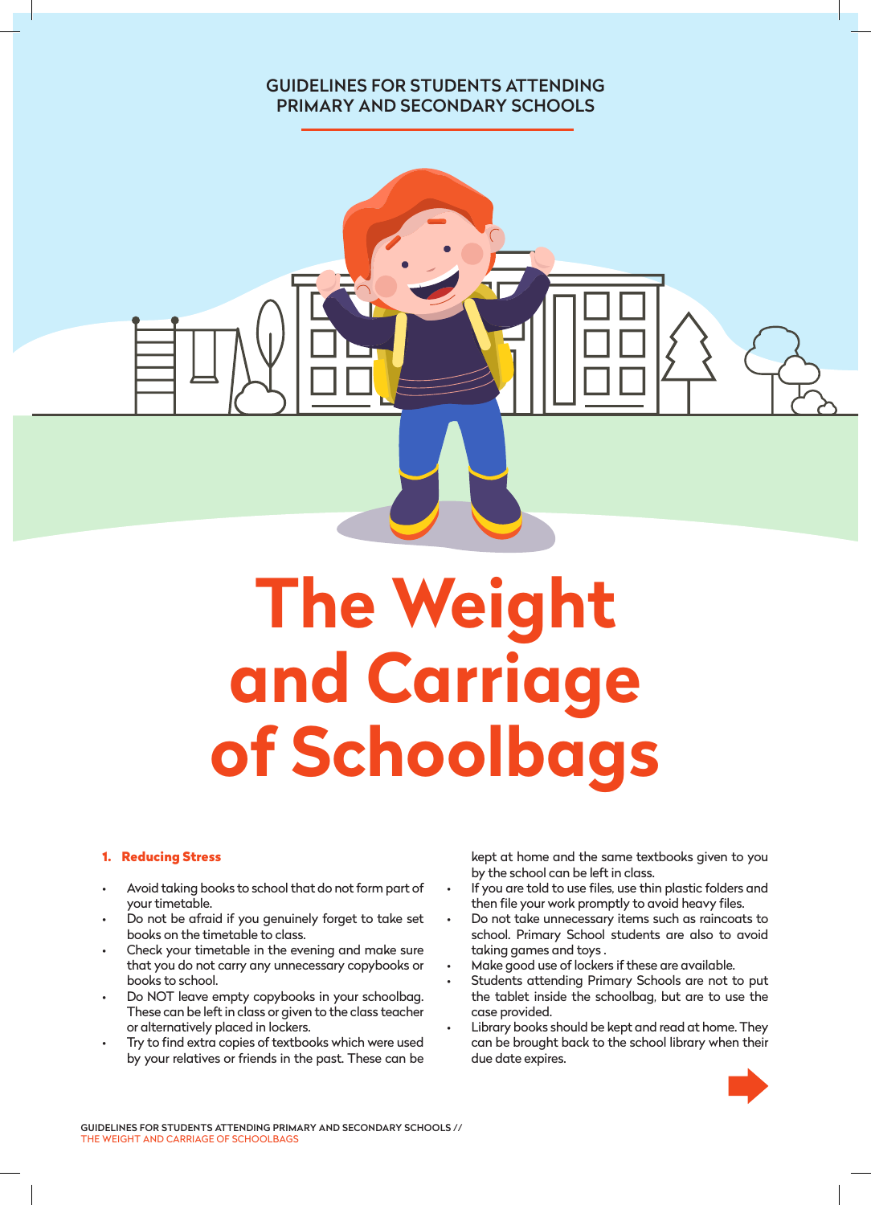GUIDELINES FOR STUDENTS ATTENDING PRIMARY AND SECONDARY SCHOOLS

# The Weight and Carriage of Schoolbags

### 1. Reducing Stress

- Avoid taking books to school that do not form part of your timetable.
- Do not be afraid if you genuinely forget to take set books on the timetable to class.
- Check your timetable in the evening and make sure that you do not carry any unnecessary copybooks or books to school.
- Do NOT leave empty copybooks in your schoolbag. These can be left in class or given to the class teacher or alternatively placed in lockers.
- Try to find extra copies of textbooks which were used by your relatives or friends in the past. These can be kept at home and the same textbooks given to you by the school can be left in class.
- If you are told to use files, use thin plastic folders and then file your work promptly to avoid heavy files.
- Do not take unnecessary items such as raincoats to school. Primary School students are also to avoid taking games and toys .
- Make good use of lockers if these are available.
- Students attending Primary Schools are not to put the tablet inside the schoolbag, but are to use the case provided.
- Library books should be kept and read at home. They can be brought back to the school library when their due date expires.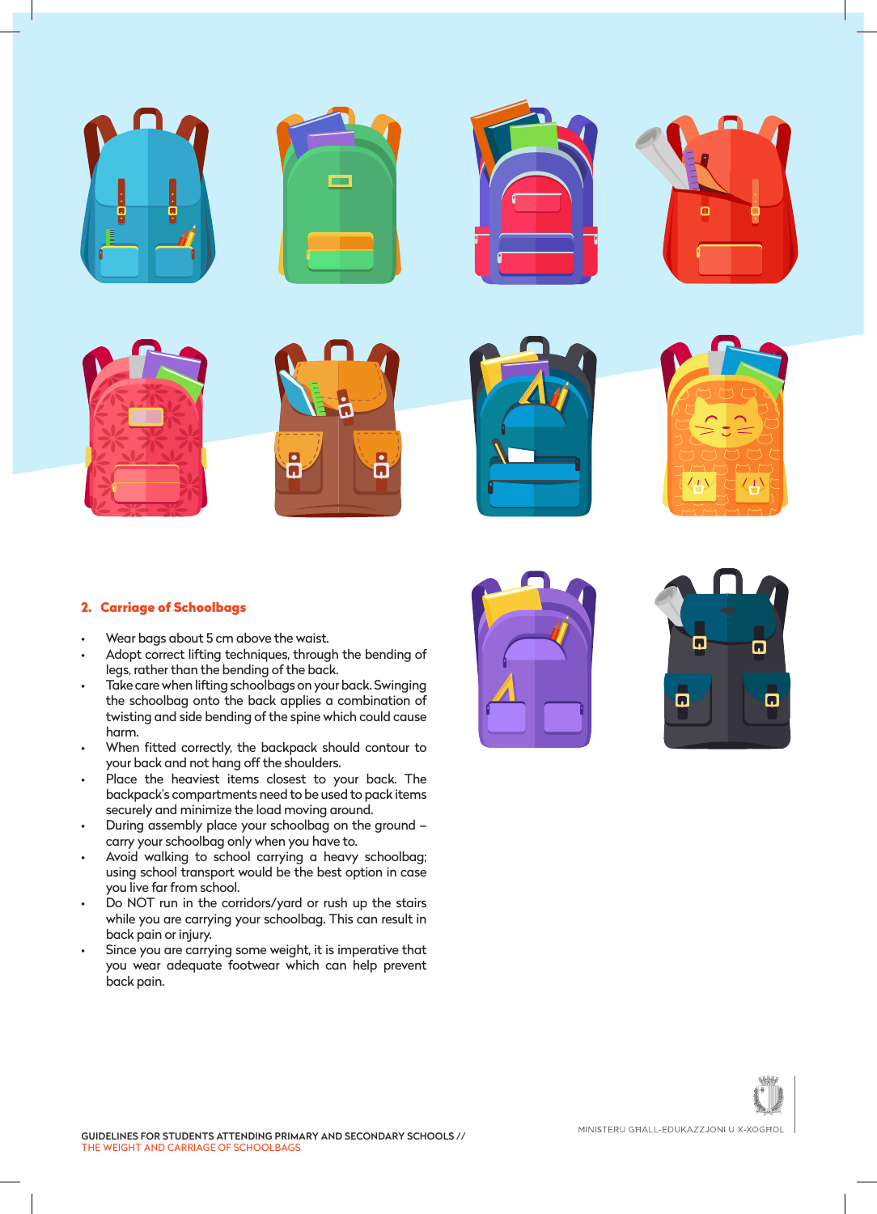## 2. Carriage of Schoolbags

- Wear bags about 5 cm above the waist.
- Adopt correct lifting techniques, through the bending of legs, rather than the bending of the back.
- Take care when lifting schoolbags on your back. Swinging the schoolbag onto the back applies a combination of twisting and side bending of the spine which could cause harm.
- When fitted correctly, the backpack should contour to your back and not hang off the shoulders.
- Place the heaviest items closest to your back. The backpack's compartments need to be used to pack items securely and minimize the load moving around.
- During assembly place your schoolbag on the ground – carry your schoolbag only when you have to.
- Avoid walking to school carrying a heavy schoolbag; using school transport would be the best option in case you live far from school.
- Do NOT run in the corridors/yard or rush up the stairs while you are carrying your schoolbag. This can result in back pain or injury.
- Since you are carrying some weight, it is imperative that you wear adequate footwear which can help prevent back pain.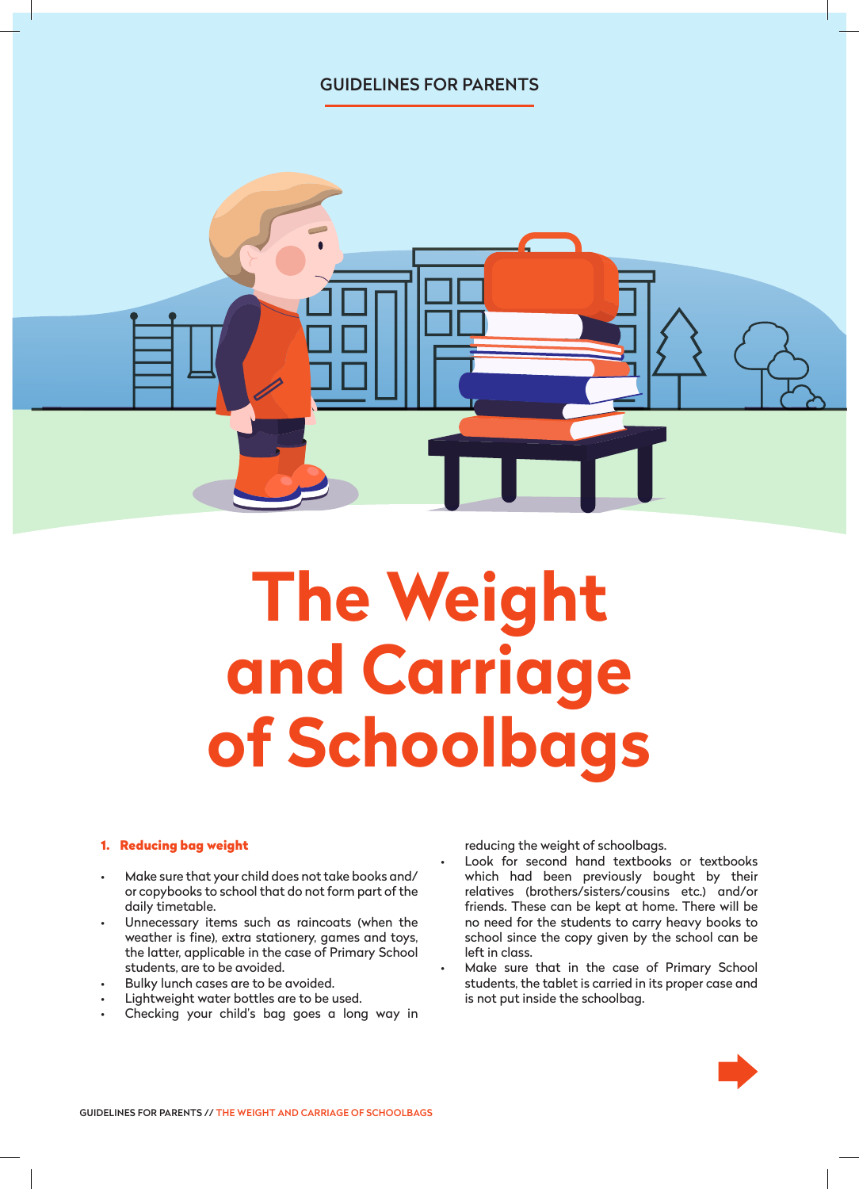GUIDELINES FOR PARENTS

# The Weight and Carriage of Schoolbags

## 1. Reducing bag weight

- Make sure that your child does not take books and/ or copybooks to school that do not form part of the daily timetable.
- Unnecessary items such as raincoats (when the weather is fine), extra stationery, games and toys, the latter, applicable in the case of Primary School students, are to be avoided.
- Bulky lunch cases are to be avoided.
- Lightweight water bottles are to be used.
- Checking your child's bag goes a long way in reducing the weight of schoolbags.
- Look for second hand textbooks or textbooks which had been previously bought by their relatives (brothers/sisters/cousins etc.) and/or friends. These can be kept at home. There will be no need for the students to carry heavy books to school since the copy given by the school can be left in class.
- Make sure that in the case of Primary School students, the tablet is carried in its proper case and is not put inside the schoolbag.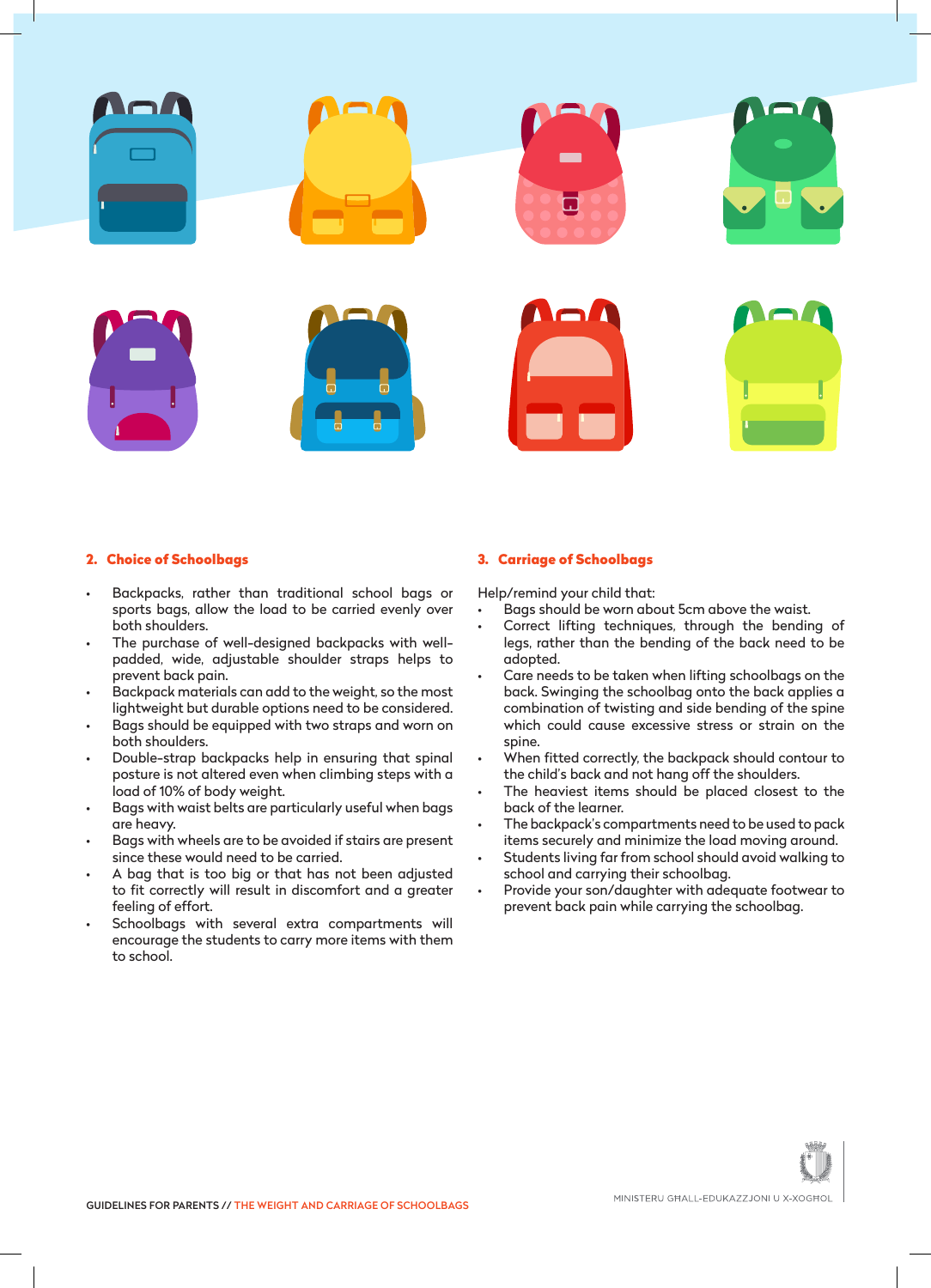## 2. Choice of Schoolbags

- Backpacks, rather than traditional school bags or sports bags, allow the load to be carried evenly over both shoulders.
- The purchase of well-designed backpacks with well-padded, wide, adjustable shoulder straps helps to prevent back pain.
- Backpack materials can add to the weight, so the most lightweight but durable options need to be considered.
- Bags should be equipped with two straps and worn on both shoulders.
- Double-strap backpacks help in ensuring that spinal posture is not altered even when climbing steps with a load of 10% of body weight.
- Bags with waist belts are particularly useful when bags are heavy.
- Bags with wheels are to be avoided if stairs are present since these would need to be carried.
- A bag that is too big or that has not been adjusted to fit correctly will result in discomfort and a greater feeling of effort.
- Schoolbags with several extra compartments will encourage the students to carry more items with them to school.

## 3. Carriage of Schoolbags

Help/remind your child that:

- Bags should be worn about 5cm above the waist.
- Correct lifting techniques, through the bending of legs, rather than the bending of the back need to be adopted.
- Care needs to be taken when lifting schoolbags on the back. Swinging the schoolbag onto the back applies a combination of twisting and side bending of the spine which could cause excessive stress or strain on the spine.
- When fitted correctly, the backpack should contour to the child's back and not hang off the shoulders.
- The heaviest items should be placed closest to the back of the learner.
- The backpack's compartments need to be used to pack items securely and minimize the load moving around.
- Students living far from school should avoid walking to school and carrying their schoolbag.
- Provide your son/daughter with adequate footwear to prevent back pain while carrying the schoolbag.

MINISTERU GĦALL-EDUKAZZJONI U X-XOGĦOL